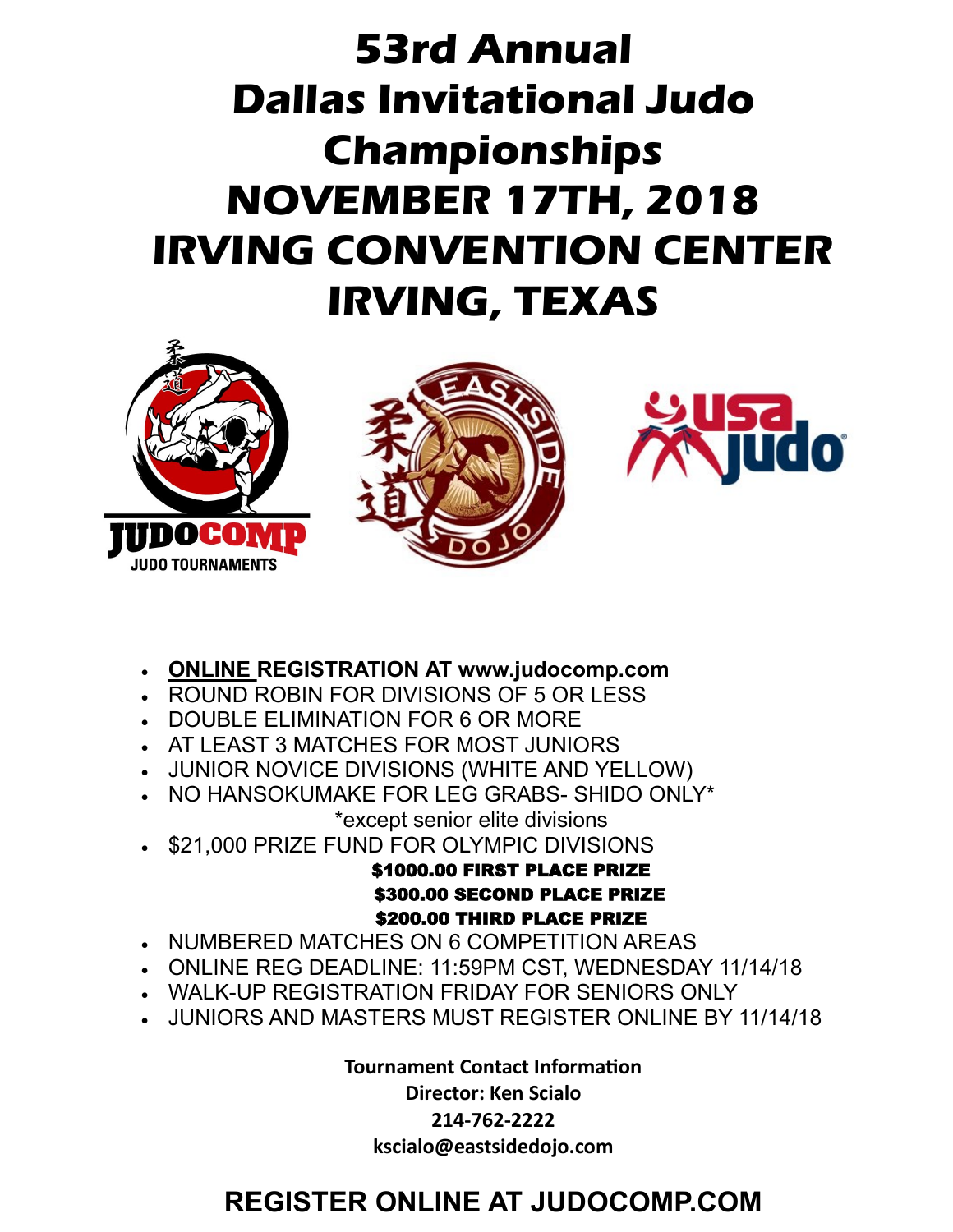# 53rd Annual Dallas Invitational Judo Championships

# NOVEMBER 17TH, 2018

# IRVING CONVENTION CENTER

# IRVING, TEXAS

- **ONLINE REGISTRATION AT www.judocomp.com**
- ROUND ROBIN FOR DIVISIONS OF 5 OR LESS
- DOUBLE ELIMINATION FOR 6 OR MORE
- AT LEAST 3 MATCHES FOR MOST JUNIORS
- JUNIOR NOVICE DIVISIONS (WHITE AND YELLOW)
- NO HANSOKUMAKE FOR LEG GRABS- SHIDO ONLY*

  *except senior elite divisions
- $21,000 PRIZE FUND FOR OLYMPIC DIVISIONS

  **$1000.00 FIRST PLACE PRIZE**

  **$300.00 SECOND PLACE PRIZE**

  **$200.00 THIRD PLACE PRIZE**
- NUMBERED MATCHES ON 6 COMPETITION AREAS
- ONLINE REG DEADLINE: 11:59PM CST, WEDNESDAY 11/14/18
- WALK-UP REGISTRATION FRIDAY FOR SENIORS ONLY
- JUNIORS AND MASTERS MUST REGISTER ONLINE BY 11/14/18

**Tournament Contact Information**

**Director: Ken Scialo**

**214-762-2222**

**kscialo@eastsidedojo.com**

## REGISTER ONLINE AT JUDOCOMP.COM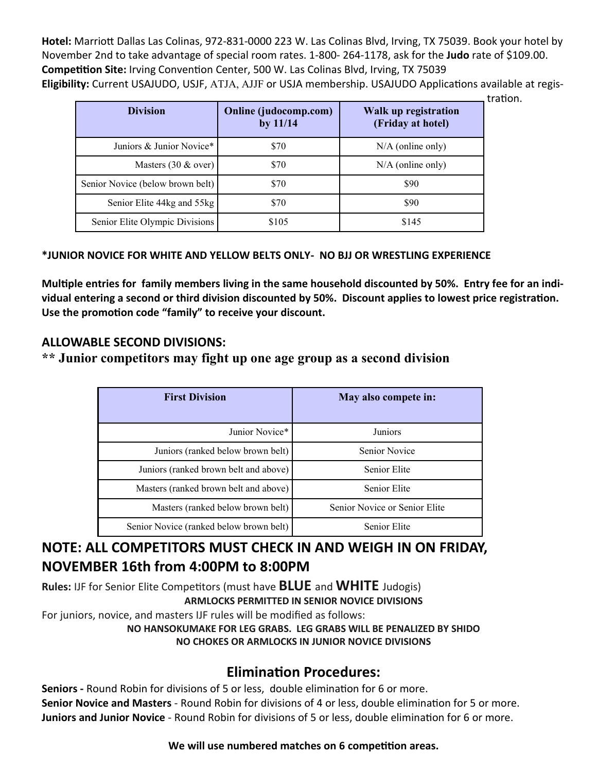**Hotel:** Marriott Dallas Las Colinas, 972-831-0000 223 W. Las Colinas Blvd, Irving, TX 75039. Book your hotel by November 2nd to take advantage of special room rates. 1-800- 264-1178, ask for the **Judo** rate of $109.00.
**Competition Site:** Irving Convention Center, 500 W. Las Colinas Blvd, Irving, TX 75039
**Eligibility:** Current USAJUDO, USJF, ATJA, AJJF or USJA membership. USAJUDO Applications available at registration.

| Division | Online (judocomp.com) by 11/14 | Walk up registration (Friday at hotel) |
|---|---|---|
| Juniors & Junior Novice* | $70 | N/A (online only) |
| Masters (30 & over) | $70 | N/A (online only) |
| Senior Novice (below brown belt) | $70 | $90 |
| Senior Elite 44kg and 55kg | $70 | $90 |
| Senior Elite Olympic Divisions | $105 | $145 |

**\*JUNIOR NOVICE FOR WHITE AND YELLOW BELTS ONLY- NO BJJ OR WRESTLING EXPERIENCE**

**Multiple entries for family members living in the same household discounted by 50%. Entry fee for an individual entering a second or third division discounted by 50%. Discount applies to lowest price registration. Use the promotion code "family" to receive your discount.**

**ALLOWABLE SECOND DIVISIONS:**

**\*\* Junior competitors may fight up one age group as a second division**

| First Division | May also compete in: |
|---|---|
| Junior Novice* | Juniors |
| Juniors (ranked below brown belt) | Senior Novice |
| Juniors (ranked brown belt and above) | Senior Elite |
| Masters (ranked brown belt and above) | Senior Elite |
| Masters (ranked below brown belt) | Senior Novice or Senior Elite |
| Senior Novice (ranked below brown belt) | Senior Elite |

## NOTE: ALL COMPETITORS MUST CHECK IN AND WEIGH IN ON FRIDAY, NOVEMBER 16th from 4:00PM to 8:00PM

**Rules:** IJF for Senior Elite Competitors (must have **BLUE** and **WHITE** Judogis)

**ARMLOCKS PERMITTED IN SENIOR NOVICE DIVISIONS**

For juniors, novice, and masters IJF rules will be modified as follows:

**NO HANSOKUMAKE FOR LEG GRABS. LEG GRABS WILL BE PENALIZED BY SHIDO**

**NO CHOKES OR ARMLOCKS IN JUNIOR NOVICE DIVISIONS**

## Elimination Procedures:

**Seniors -** Round Robin for divisions of 5 or less, double elimination for 6 or more.
**Senior Novice and Masters** - Round Robin for divisions of 4 or less, double elimination for 5 or more.
**Juniors and Junior Novice** - Round Robin for divisions of 5 or less, double elimination for 6 or more.

**We will use numbered matches on 6 competition areas.**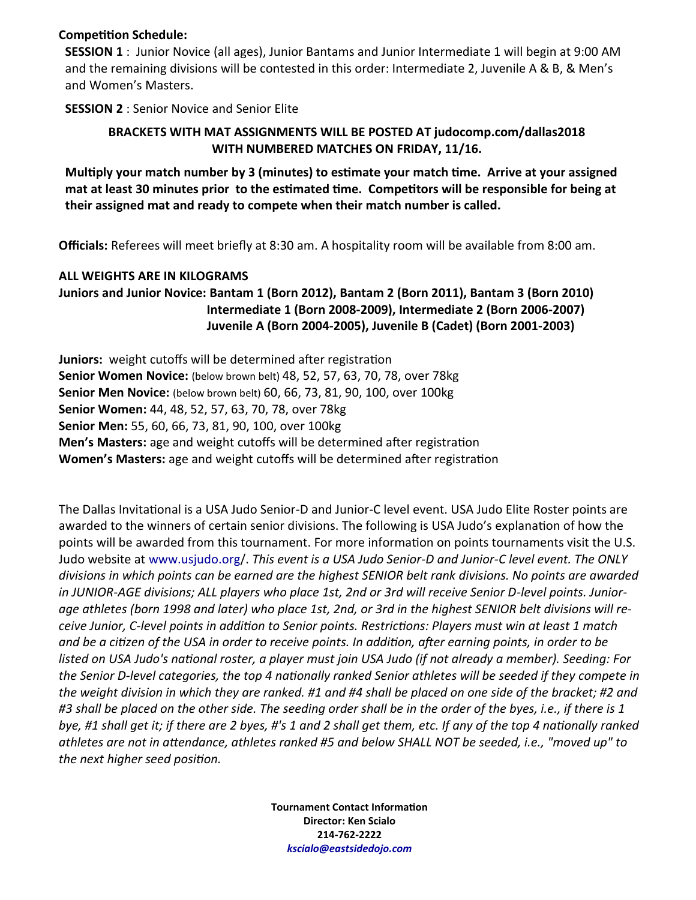**Competition Schedule:**

**SESSION 1** : Junior Novice (all ages), Junior Bantams and Junior Intermediate 1 will begin at 9:00 AM and the remaining divisions will be contested in this order: Intermediate 2, Juvenile A & B, & Men's and Women's Masters.

**SESSION 2** : Senior Novice and Senior Elite

**BRACKETS WITH MAT ASSIGNMENTS WILL BE POSTED AT judocomp.com/dallas2018 WITH NUMBERED MATCHES ON FRIDAY, 11/16.**

**Multiply your match number by 3 (minutes) to estimate your match time. Arrive at your assigned mat at least 30 minutes prior to the estimated time. Competitors will be responsible for being at their assigned mat and ready to compete when their match number is called.**

**Officials:** Referees will meet briefly at 8:30 am. A hospitality room will be available from 8:00 am.

**ALL WEIGHTS ARE IN KILOGRAMS**

**Juniors and Junior Novice: Bantam 1 (Born 2012), Bantam 2 (Born 2011), Bantam 3 (Born 2010) Intermediate 1 (Born 2008-2009), Intermediate 2 (Born 2006-2007) Juvenile A (Born 2004-2005), Juvenile B (Cadet) (Born 2001-2003)**

**Juniors:** weight cutoffs will be determined after registration
**Senior Women Novice:** (below brown belt) 48, 52, 57, 63, 70, 78, over 78kg
**Senior Men Novice:** (below brown belt) 60, 66, 73, 81, 90, 100, over 100kg
**Senior Women:** 44, 48, 52, 57, 63, 70, 78, over 78kg
**Senior Men:** 55, 60, 66, 73, 81, 90, 100, over 100kg
**Men's Masters:** age and weight cutoffs will be determined after registration
**Women's Masters:** age and weight cutoffs will be determined after registration

The Dallas Invitational is a USA Judo Senior-D and Junior-C level event. USA Judo Elite Roster points are awarded to the winners of certain senior divisions. The following is USA Judo's explanation of how the points will be awarded from this tournament. For more information on points tournaments visit the U.S. Judo website at www.usjudo.org/. *This event is a USA Judo Senior-D and Junior-C level event. The ONLY divisions in which points can be earned are the highest SENIOR belt rank divisions. No points are awarded in JUNIOR-AGE divisions; ALL players who place 1st, 2nd or 3rd will receive Senior D-level points. Junior-age athletes (born 1998 and later) who place 1st, 2nd, or 3rd in the highest SENIOR belt divisions will receive Junior, C-level points in addition to Senior points. Restrictions: Players must win at least 1 match and be a citizen of the USA in order to receive points. In addition, after earning points, in order to be listed on USA Judo's national roster, a player must join USA Judo (if not already a member). Seeding: For the Senior D-level categories, the top 4 nationally ranked Senior athletes will be seeded if they compete in the weight division in which they are ranked. #1 and #4 shall be placed on one side of the bracket; #2 and #3 shall be placed on the other side. The seeding order shall be in the order of the byes, i.e., if there is 1 bye, #1 shall get it; if there are 2 byes, #'s 1 and 2 shall get them, etc. If any of the top 4 nationally ranked athletes are not in attendance, athletes ranked #5 and below SHALL NOT be seeded, i.e., "moved up" to the next higher seed position.*

**Tournament Contact Information**
**Director: Ken Scialo**
**214-762-2222**
***kscialo@eastsidedojo.com***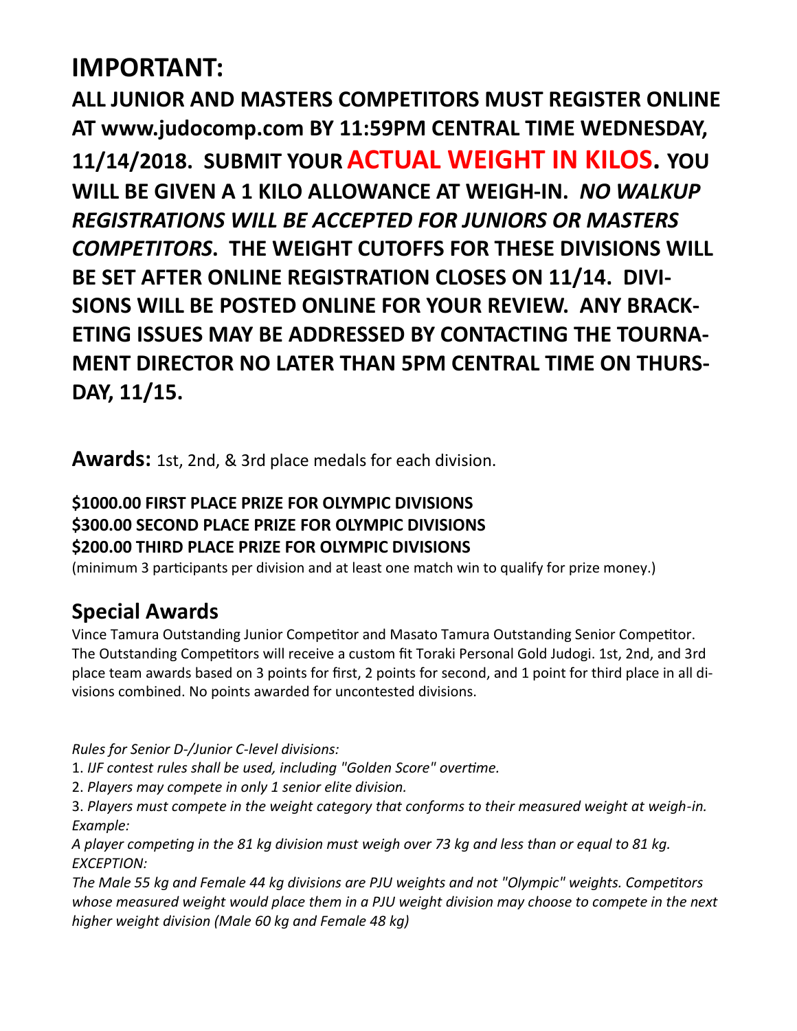# IMPORTANT:

**ALL JUNIOR AND MASTERS COMPETITORS MUST REGISTER ONLINE AT www.judocomp.com BY 11:59PM CENTRAL TIME WEDNESDAY, 11/14/2018. SUBMIT YOUR ACTUAL WEIGHT IN KILOS. YOU WILL BE GIVEN A 1 KILO ALLOWANCE AT WEIGH-IN. *NO WALKUP REGISTRATIONS WILL BE ACCEPTED FOR JUNIORS OR MASTERS COMPETITORS*. THE WEIGHT CUTOFFS FOR THESE DIVISIONS WILL BE SET AFTER ONLINE REGISTRATION CLOSES ON 11/14. DIVISIONS WILL BE POSTED ONLINE FOR YOUR REVIEW. ANY BRACKETING ISSUES MAY BE ADDRESSED BY CONTACTING THE TOURNAMENT DIRECTOR NO LATER THAN 5PM CENTRAL TIME ON THURSDAY, 11/15.**

**Awards:** 1st, 2nd, & 3rd place medals for each division.

**$1000.00 FIRST PLACE PRIZE FOR OLYMPIC DIVISIONS**
**$300.00 SECOND PLACE PRIZE FOR OLYMPIC DIVISIONS**
**$200.00 THIRD PLACE PRIZE FOR OLYMPIC DIVISIONS**
(minimum 3 participants per division and at least one match win to qualify for prize money.)

## Special Awards

Vince Tamura Outstanding Junior Competitor and Masato Tamura Outstanding Senior Competitor. The Outstanding Competitors will receive a custom fit Toraki Personal Gold Judogi. 1st, 2nd, and 3rd place team awards based on 3 points for first, 2 points for second, and 1 point for third place in all divisions combined. No points awarded for uncontested divisions.

*Rules for Senior D-/Junior C-level divisions:*

1. *IJF contest rules shall be used, including "Golden Score" overtime.*
2. *Players may compete in only 1 senior elite division.*
3. *Players must compete in the weight category that conforms to their measured weight at weigh-in.*

*Example:*

*A player competing in the 81 kg division must weigh over 73 kg and less than or equal to 81 kg.*

*EXCEPTION:*

*The Male 55 kg and Female 44 kg divisions are PJU weights and not "Olympic" weights. Competitors whose measured weight would place them in a PJU weight division may choose to compete in the next higher weight division (Male 60 kg and Female 48 kg)*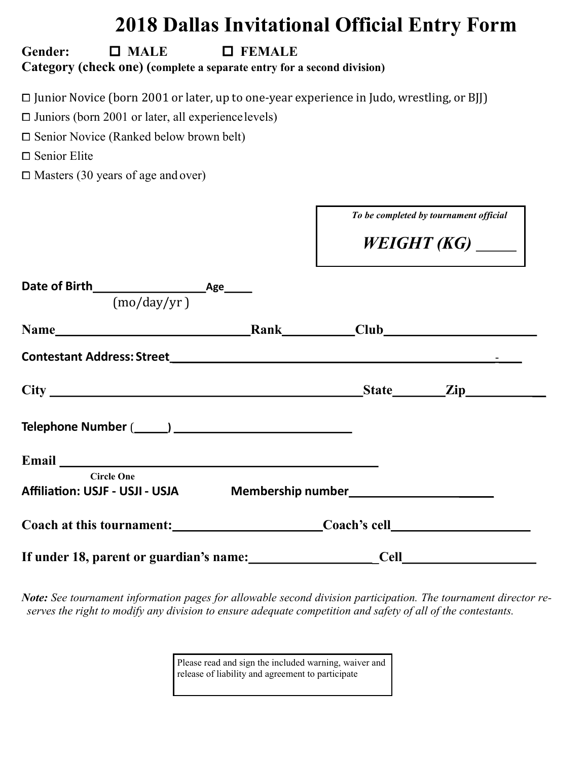# 2018 Dallas Invitational Official Entry Form

**Gender:** ☐ **MALE** ☐ **FEMALE**

**Category (check one) (complete a separate entry for a second division)**

☐ Junior Novice (born 2001 or later, up to one-year experience in Judo, wrestling, or BJJ)

☐ Juniors (born 2001 or later, all experience levels)

☐ Senior Novice (Ranked below brown belt)

☐ Senior Elite

☐ Masters (30 years of age and over)

*To be completed by tournament official*

***WEIGHT (KG)*** _____

**Date of Birth**_________________**Age**_____
(mo/day/yr )

**Name**______________________________**Rank**___________**Club**______________________

**Contestant Address: Street**________________________________________________________

**City** ______________________________________________**State**________**Zip**_____________

**Telephone Number** (_____) ___________________________

**Email** _________________________________________________

**Circle One**

**Affiliation: USJF - USJI - USJA** **Membership number**_____________________

**Coach at this tournament:**______________________**Coach's cell**____________________

**If under 18, parent or guardian's name:**___________________**Cell**___________________

***Note:*** *See tournament information pages for allowable second division participation. The tournament director reserves the right to modify any division to ensure adequate competition and safety of all of the contestants.*

Please read and sign the included warning, waiver and release of liability and agreement to participate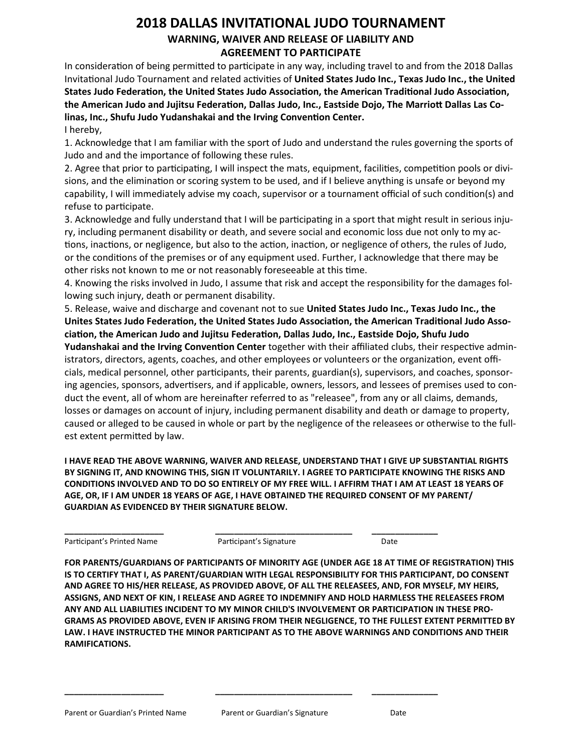# 2018 DALLAS INVITATIONAL JUDO TOURNAMENT

## WARNING, WAIVER AND RELEASE OF LIABILITY AND AGREEMENT TO PARTICIPATE

In consideration of being permitted to participate in any way, including travel to and from the 2018 Dallas Invitational Judo Tournament and related activities of **United States Judo Inc., Texas Judo Inc., the United States Judo Federation, the United States Judo Association, the American Traditional Judo Association, the American Judo and Jujitsu Federation, Dallas Judo, Inc., Eastside Dojo, The Marriott Dallas Las Colinas, Inc., Shufu Judo Yudanshakai and the Irving Convention Center.**

I hereby,

1. Acknowledge that I am familiar with the sport of Judo and understand the rules governing the sports of Judo and and the importance of following these rules.
2. Agree that prior to participating, I will inspect the mats, equipment, facilities, competition pools or divisions, and the elimination or scoring system to be used, and if I believe anything is unsafe or beyond my capability, I will immediately advise my coach, supervisor or a tournament official of such condition(s) and refuse to participate.
3. Acknowledge and fully understand that I will be participating in a sport that might result in serious injury, including permanent disability or death, and severe social and economic loss due not only to my actions, inactions, or negligence, but also to the action, inaction, or negligence of others, the rules of Judo, or the conditions of the premises or of any equipment used. Further, I acknowledge that there may be other risks not known to me or not reasonably foreseeable at this time.
4. Knowing the risks involved in Judo, I assume that risk and accept the responsibility for the damages following such injury, death or permanent disability.
5. Release, waive and discharge and covenant not to sue **United States Judo Inc., Texas Judo Inc., the Unites States Judo Federation, the United States Judo Association, the American Traditional Judo Association, the American Judo and Jujitsu Federation, Dallas Judo, Inc., Eastside Dojo, Shufu Judo Yudanshakai and the Irving Convention Center** together with their affiliated clubs, their respective administrators, directors, agents, coaches, and other employees or volunteers or the organization, event officials, medical personnel, other participants, their parents, guardian(s), supervisors, and coaches, sponsoring agencies, sponsors, advertisers, and if applicable, owners, lessors, and lessees of premises used to conduct the event, all of whom are hereinafter referred to as "releasee", from any or all claims, demands, losses or damages on account of injury, including permanent disability and death or damage to property, caused or alleged to be caused in whole or part by the negligence of the releasees or otherwise to the fullest extent permitted by law.

**I HAVE READ THE ABOVE WARNING, WAIVER AND RELEASE, UNDERSTAND THAT I GIVE UP SUBSTANTIAL RIGHTS BY SIGNING IT, AND KNOWING THIS, SIGN IT VOLUNTARILY. I AGREE TO PARTICIPATE KNOWING THE RISKS AND CONDITIONS INVOLVED AND TO DO SO ENTIRELY OF MY FREE WILL. I AFFIRM THAT I AM AT LEAST 18 YEARS OF AGE, OR, IF I AM UNDER 18 YEARS OF AGE, I HAVE OBTAINED THE REQUIRED CONSENT OF MY PARENT/GUARDIAN AS EVIDENCED BY THEIR SIGNATURE BELOW.**

\_\_\_\_\_\_\_\_\_\_\_\_\_\_\_\_\_\_\_\_ \_\_\_\_\_\_\_\_\_\_\_\_\_\_\_\_\_\_\_\_\_\_\_\_\_\_\_\_ \_\_\_\_\_\_\_\_\_\_\_\_\_\_

Participant's Printed Name     Participant's Signature     Date

**FOR PARENTS/GUARDIANS OF PARTICIPANTS OF MINORITY AGE (UNDER AGE 18 AT TIME OF REGISTRATION) THIS IS TO CERTIFY THAT I, AS PARENT/GUARDIAN WITH LEGAL RESPONSIBILITY FOR THIS PARTICIPANT, DO CONSENT AND AGREE TO HIS/HER RELEASE, AS PROVIDED ABOVE, OF ALL THE RELEASEES, AND, FOR MYSELF, MY HEIRS, ASSIGNS, AND NEXT OF KIN, I RELEASE AND AGREE TO INDEMNIFY AND HOLD HARMLESS THE RELEASEES FROM ANY AND ALL LIABILITIES INCIDENT TO MY MINOR CHILD'S INVOLVEMENT OR PARTICIPATION IN THESE PROGRAMS AS PROVIDED ABOVE, EVEN IF ARISING FROM THEIR NEGLIGENCE, TO THE FULLEST EXTENT PERMITTED BY LAW. I HAVE INSTRUCTED THE MINOR PARTICIPANT AS TO THE ABOVE WARNINGS AND CONDITIONS AND THEIR RAMIFICATIONS.**

\_\_\_\_\_\_\_\_\_\_\_\_\_\_\_\_\_\_\_\_ \_\_\_\_\_\_\_\_\_\_\_\_\_\_\_\_\_\_\_\_\_\_\_\_\_\_\_\_ \_\_\_\_\_\_\_\_\_\_\_\_\_\_

Parent or Guardian's Printed Name     Parent or Guardian's Signature     Date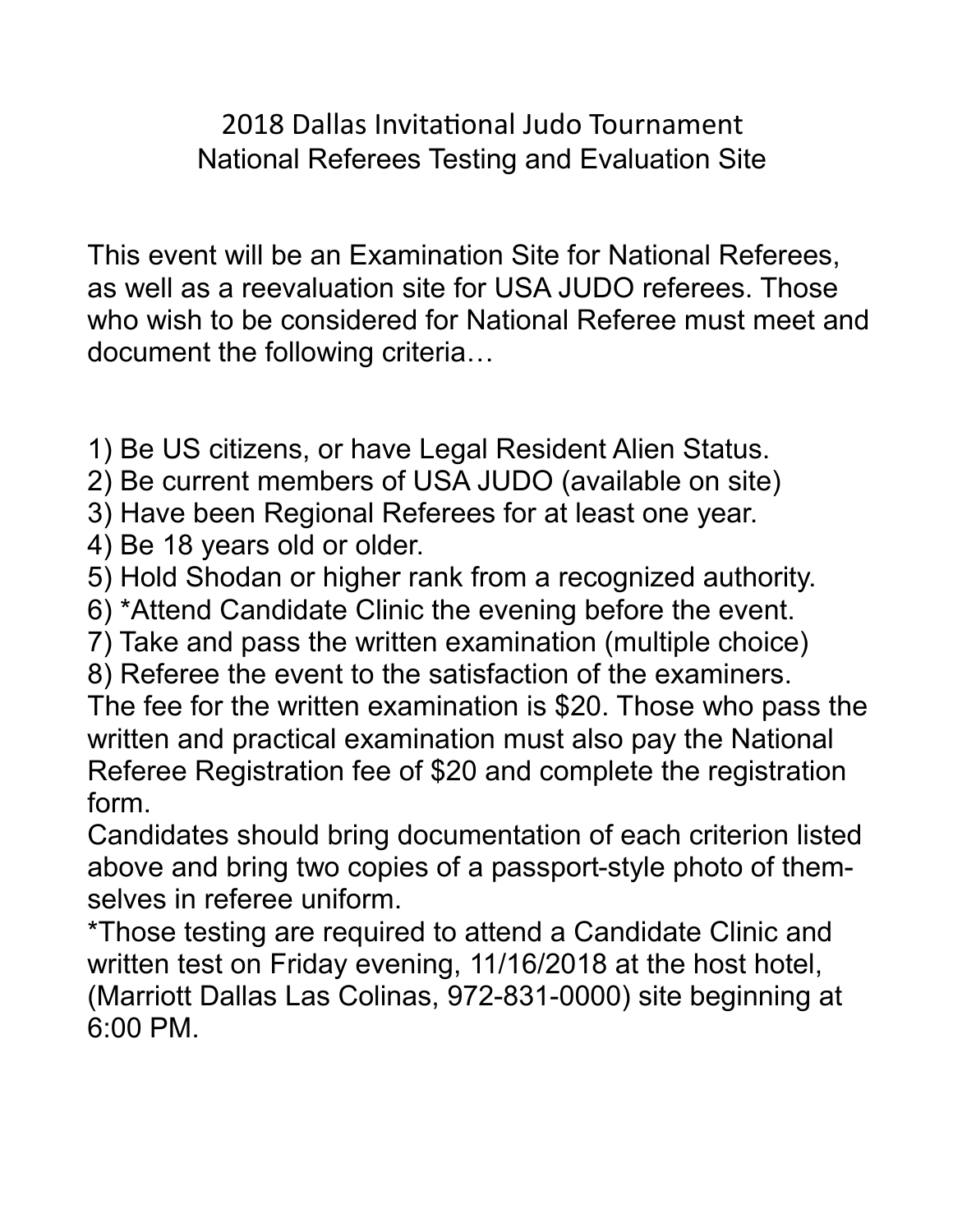# 2018 Dallas Invitational Judo Tournament
## National Referees Testing and Evaluation Site

This event will be an Examination Site for National Referees, as well as a reevaluation site for USA JUDO referees. Those who wish to be considered for National Referee must meet and document the following criteria…

1) Be US citizens, or have Legal Resident Alien Status.
2) Be current members of USA JUDO (available on site)
3) Have been Regional Referees for at least one year.
4) Be 18 years old or older.
5) Hold Shodan or higher rank from a recognized authority.
6) *Attend Candidate Clinic the evening before the event.
7) Take and pass the written examination (multiple choice)
8) Referee the event to the satisfaction of the examiners.

The fee for the written examination is $20. Those who pass the written and practical examination must also pay the National Referee Registration fee of $20 and complete the registration form.

Candidates should bring documentation of each criterion listed above and bring two copies of a passport-style photo of themselves in referee uniform.

*Those testing are required to attend a Candidate Clinic and written test on Friday evening, 11/16/2018 at the host hotel, (Marriott Dallas Las Colinas, 972-831-0000) site beginning at 6:00 PM.